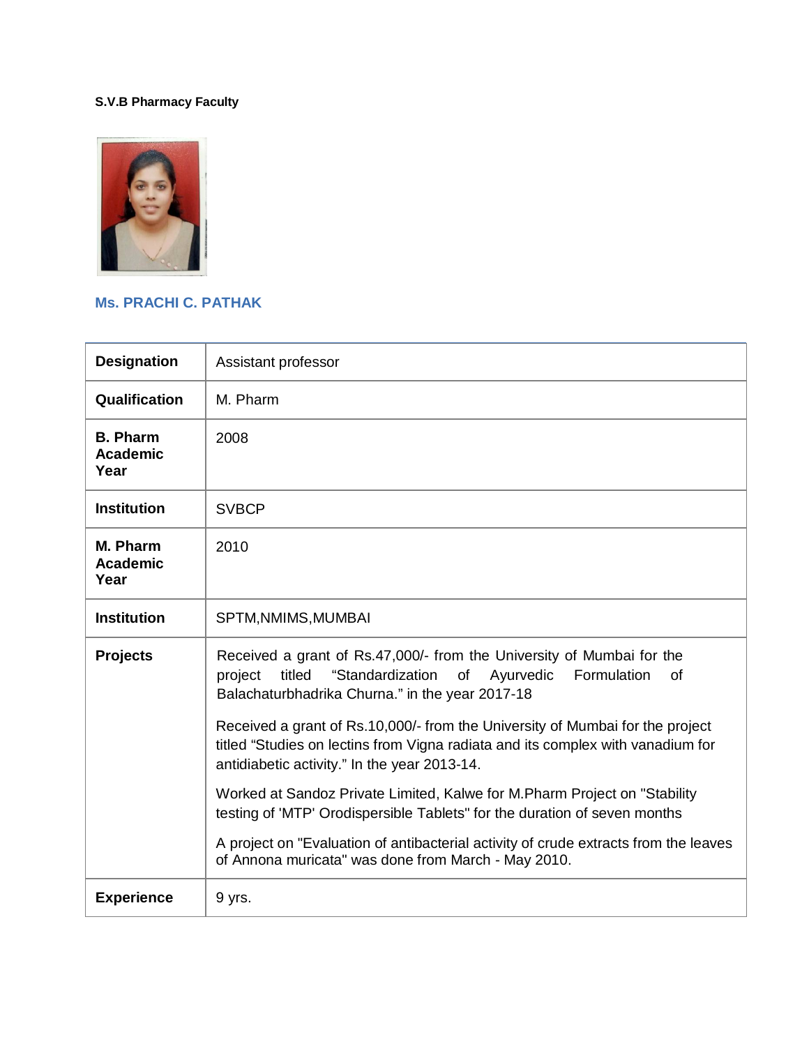**S.V.B Pharmacy Faculty**

## Ms. PRACHI C. PATHAK

| | |
|---|---|
| **Designation** | Assistant professor |
| **Qualification** | M. Pharm |
| **B. Pharm Academic Year** | 2008 |
| **Institution** | SVBCP |
| **M. Pharm Academic Year** | 2010 |
| **Institution** | SPTM,NMIMS,MUMBAI |
| **Projects** | Received a grant of Rs.47,000/- from the University of Mumbai for the project titled "Standardization of Ayurvedic Formulation of Balachaturbhadrika Churna." in the year 2017-18<br><br>Received a grant of Rs.10,000/- from the University of Mumbai for the project titled "Studies on lectins from Vigna radiata and its complex with vanadium for antidiabetic activity." In the year 2013-14.<br><br>Worked at Sandoz Private Limited, Kalwe for M.Pharm Project on "Stability testing of 'MTP' Orodispersible Tablets" for the duration of seven months<br><br>A project on "Evaluation of antibacterial activity of crude extracts from the leaves of Annona muricata" was done from March - May 2010. |
| **Experience** | 9 yrs. |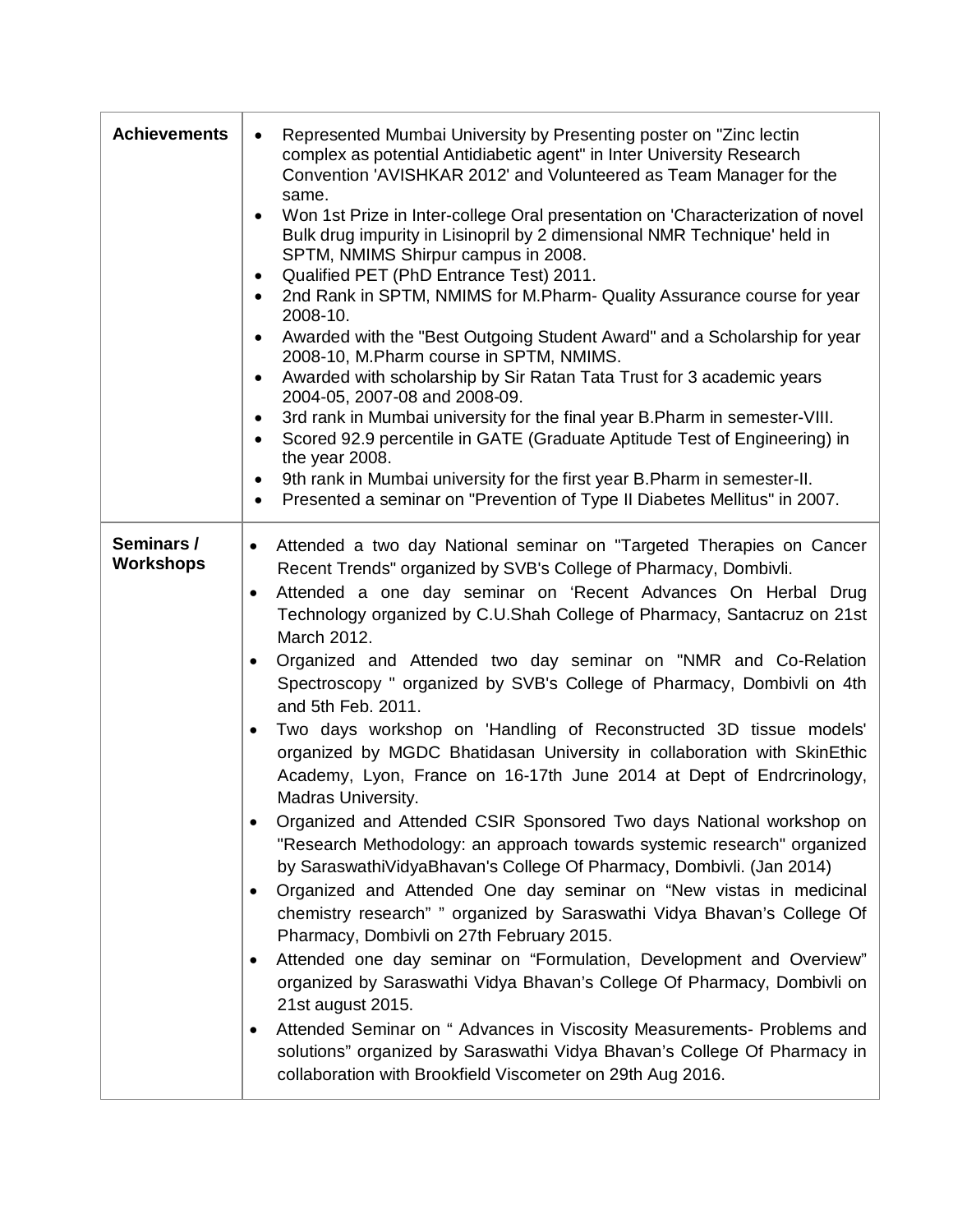| | |
|---|---|
| **Achievements** | • Represented Mumbai University by Presenting poster on "Zinc lectin complex as potential Antidiabetic agent" in Inter University Research Convention 'AVISHKAR 2012' and Volunteered as Team Manager for the same.<br>• Won 1st Prize in Inter-college Oral presentation on 'Characterization of novel Bulk drug impurity in Lisinopril by 2 dimensional NMR Technique' held in SPTM, NMIMS Shirpur campus in 2008.<br>• Qualified PET (PhD Entrance Test) 2011.<br>• 2nd Rank in SPTM, NMIMS for M.Pharm- Quality Assurance course for year 2008-10.<br>• Awarded with the "Best Outgoing Student Award" and a Scholarship for year 2008-10, M.Pharm course in SPTM, NMIMS.<br>• Awarded with scholarship by Sir Ratan Tata Trust for 3 academic years 2004-05, 2007-08 and 2008-09.<br>• 3rd rank in Mumbai university for the final year B.Pharm in semester-VIII.<br>• Scored 92.9 percentile in GATE (Graduate Aptitude Test of Engineering) in the year 2008.<br>• 9th rank in Mumbai university for the first year B.Pharm in semester-II.<br>• Presented a seminar on "Prevention of Type II Diabetes Mellitus" in 2007. |
| **Seminars / Workshops** | • Attended a two day National seminar on "Targeted Therapies on Cancer Recent Trends" organized by SVB's College of Pharmacy, Dombivli.<br>• Attended a one day seminar on 'Recent Advances On Herbal Drug Technology organized by C.U.Shah College of Pharmacy, Santacruz on 21st March 2012.<br>• Organized and Attended two day seminar on "NMR and Co-Relation Spectroscopy " organized by SVB's College of Pharmacy, Dombivli on 4th and 5th Feb. 2011.<br>• Two days workshop on 'Handling of Reconstructed 3D tissue models' organized by MGDC Bhatidasan University in collaboration with SkinEthic Academy, Lyon, France on 16-17th June 2014 at Dept of Endrcrinology, Madras University.<br>• Organized and Attended CSIR Sponsored Two days National workshop on "Research Methodology: an approach towards systemic research" organized by SaraswathiVidyaBhavan's College Of Pharmacy, Dombivli. (Jan 2014)<br>• Organized and Attended One day seminar on "New vistas in medicinal chemistry research" " organized by Saraswathi Vidya Bhavan's College Of Pharmacy, Dombivli on 27th February 2015.<br>• Attended one day seminar on "Formulation, Development and Overview" organized by Saraswathi Vidya Bhavan's College Of Pharmacy, Dombivli on 21st august 2015.<br>• Attended Seminar on " Advances in Viscosity Measurements- Problems and solutions" organized by Saraswathi Vidya Bhavan's College Of Pharmacy in collaboration with Brookfield Viscometer on 29th Aug 2016. |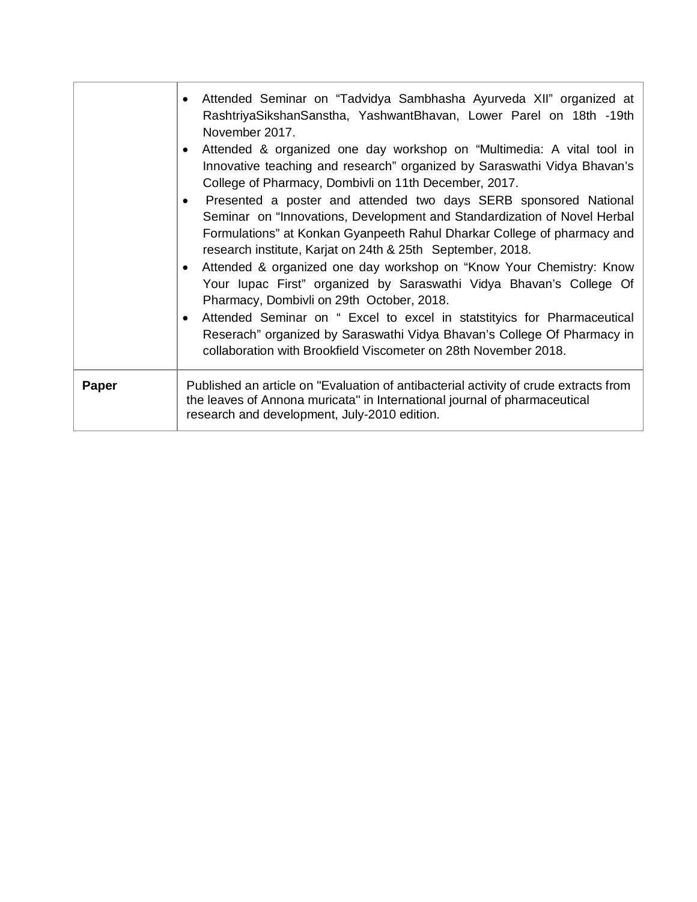| | |
|---|---|
| | • Attended Seminar on “Tadvidya Sambhasha Ayurveda XII” organized at RashtriyaSikshanSanstha, YashwantBhavan, Lower Parel on 18th -19th November 2017.<br>• Attended & organized one day workshop on “Multimedia: A vital tool in Innovative teaching and research” organized by Saraswathi Vidya Bhavan’s College of Pharmacy, Dombivli on 11th December, 2017.<br>• Presented a poster and attended two days SERB sponsored National Seminar on “Innovations, Development and Standardization of Novel Herbal Formulations” at Konkan Gyanpeeth Rahul Dharkar College of pharmacy and research institute, Karjat on 24th & 25th September, 2018.<br>• Attended & organized one day workshop on “Know Your Chemistry: Know Your Iupac First” organized by Saraswathi Vidya Bhavan’s College Of Pharmacy, Dombivli on 29th October, 2018.<br>• Attended Seminar on “ Excel to excel in statstityics for Pharmaceutical Reserach” organized by Saraswathi Vidya Bhavan’s College Of Pharmacy in collaboration with Brookfield Viscometer on 28th November 2018. |
| **Paper** | Published an article on "Evaluation of antibacterial activity of crude extracts from the leaves of Annona muricata" in International journal of pharmaceutical research and development, July-2010 edition. |